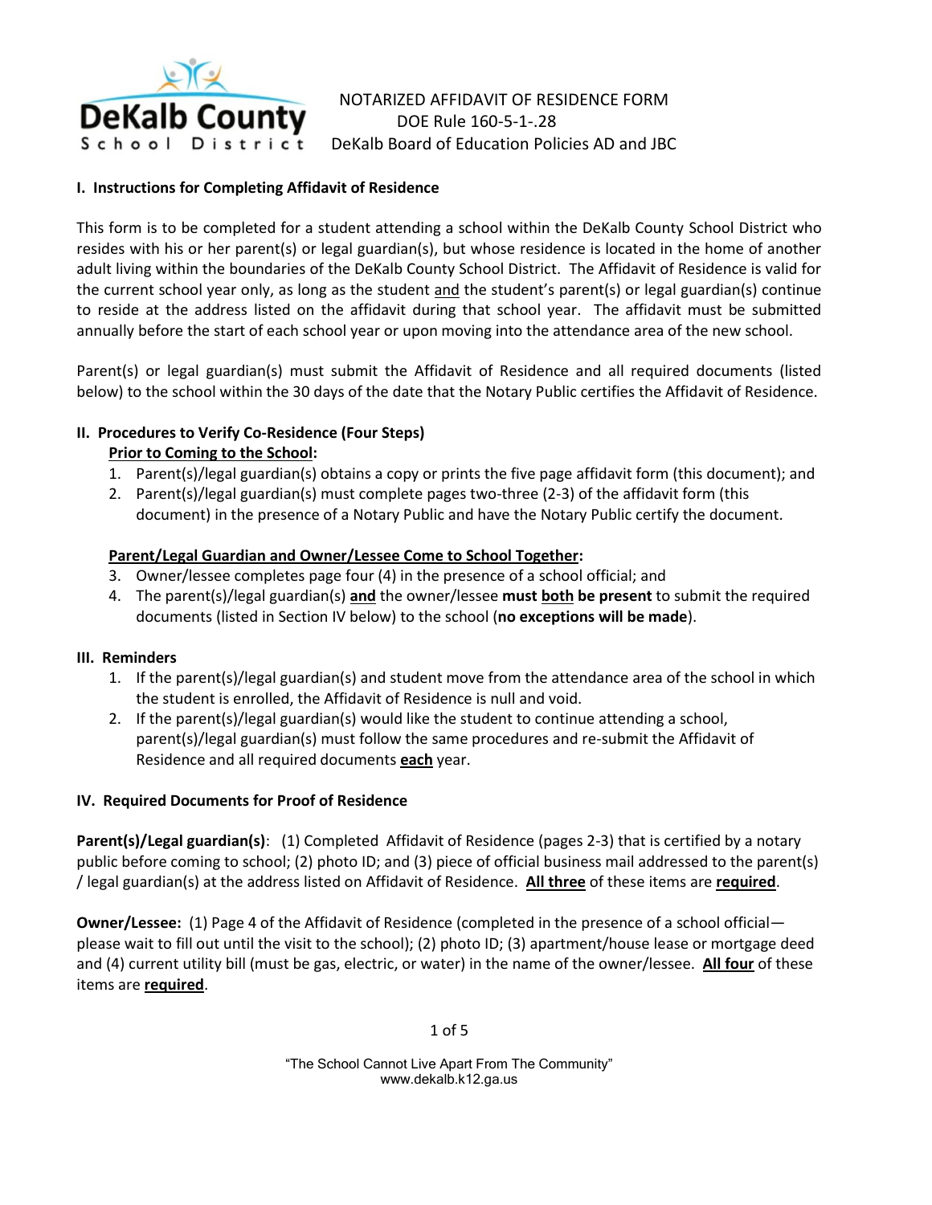DeKalb County School District

NOTARIZED AFFIDAVIT OF RESIDENCE FORM
DOE Rule 160-5-1-.28
DeKalb Board of Education Policies AD and JBC

### I. Instructions for Completing Affidavit of Residence

This form is to be completed for a student attending a school within the DeKalb County School District who resides with his or her parent(s) or legal guardian(s), but whose residence is located in the home of another adult living within the boundaries of the DeKalb County School District. The Affidavit of Residence is valid for the current school year only, as long as the student <u>and</u> the student's parent(s) or legal guardian(s) continue to reside at the address listed on the affidavit during that school year. The affidavit must be submitted annually before the start of each school year or upon moving into the attendance area of the new school.

Parent(s) or legal guardian(s) must submit the Affidavit of Residence and all required documents (listed below) to the school within the 30 days of the date that the Notary Public certifies the Affidavit of Residence.

### II. Procedures to Verify Co-Residence (Four Steps)

**<u>Prior to Coming to the School</u>:**

1. Parent(s)/legal guardian(s) obtains a copy or prints the five page affidavit form (this document); and
2. Parent(s)/legal guardian(s) must complete pages two-three (2-3) of the affidavit form (this document) in the presence of a Notary Public and have the Notary Public certify the document.

**<u>Parent/Legal Guardian and Owner/Lessee Come to School Together</u>:**

3. Owner/lessee completes page four (4) in the presence of a school official; and
4. The parent(s)/legal guardian(s) **<u>and</u>** the owner/lessee **must <u>both</u> be present** to submit the required documents (listed in Section IV below) to the school (**no exceptions will be made**).

### III. Reminders

1. If the parent(s)/legal guardian(s) and student move from the attendance area of the school in which the student is enrolled, the Affidavit of Residence is null and void.
2. If the parent(s)/legal guardian(s) would like the student to continue attending a school, parent(s)/legal guardian(s) must follow the same procedures and re-submit the Affidavit of Residence and all required documents **<u>each</u>** year.

### IV. Required Documents for Proof of Residence

**Parent(s)/Legal guardian(s)**: (1) Completed Affidavit of Residence (pages 2-3) that is certified by a notary public before coming to school; (2) photo ID; and (3) piece of official business mail addressed to the parent(s) / legal guardian(s) at the address listed on Affidavit of Residence. **<u>All three</u>** of these items are **<u>required</u>**.

**Owner/Lessee:** (1) Page 4 of the Affidavit of Residence (completed in the presence of a school official—please wait to fill out until the visit to the school); (2) photo ID; (3) apartment/house lease or mortgage deed and (4) current utility bill (must be gas, electric, or water) in the name of the owner/lessee. **<u>All four</u>** of these items are **<u>required</u>**.

"The School Cannot Live Apart From The Community"
www.dekalb.k12.ga.us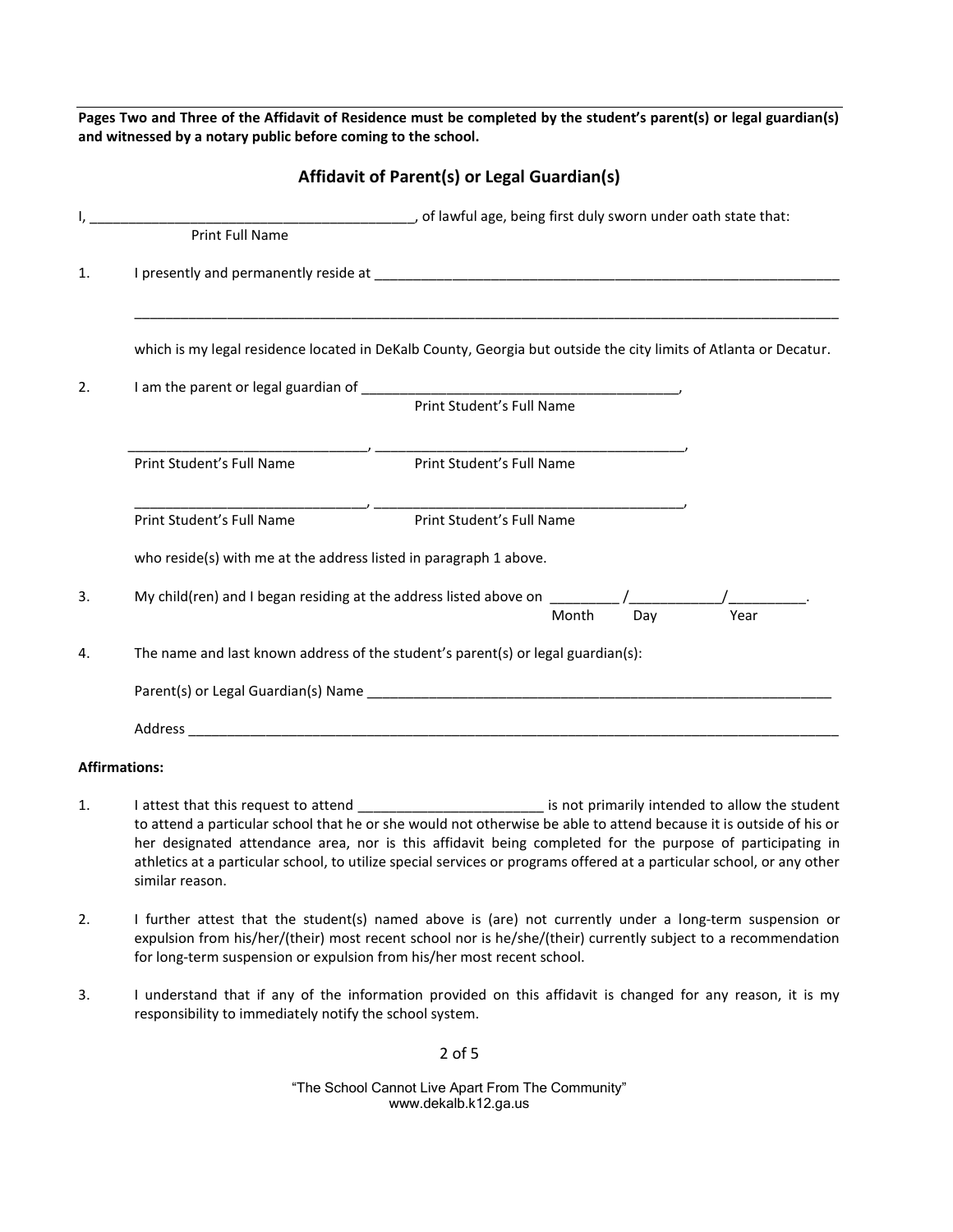**Pages Two and Three of the Affidavit of Residence must be completed by the student's parent(s) or legal guardian(s) and witnessed by a notary public before coming to the school.**

## Affidavit of Parent(s) or Legal Guardian(s)

I, __________________________________________, of lawful age, being first duly sworn under oath state that:
Print Full Name

1. I presently and permanently reside at ______________________________________________________________

   ______________________________________________________________________________________________

   which is my legal residence located in DeKalb County, Georgia but outside the city limits of Atlanta or Decatur.

2. I am the parent or legal guardian of __________________________________________,
   Print Student's Full Name

   ________________________________, __________________________________________,
   Print Student's Full Name | Print Student's Full Name

   ________________________________, __________________________________________,
   Print Student's Full Name | Print Student's Full Name

   who reside(s) with me at the address listed in paragraph 1 above.

3. My child(ren) and I began residing at the address listed above on _________ /____________/__________.
   Month Day Year

4. The name and last known address of the student's parent(s) or legal guardian(s):

   Parent(s) or Legal Guardian(s) Name ______________________________________________________________

   Address ________________________________________________________________________________________

**Affirmations:**

1. I attest that this request to attend ________________________ is not primarily intended to allow the student to attend a particular school that he or she would not otherwise be able to attend because it is outside of his or her designated attendance area, nor is this affidavit being completed for the purpose of participating in athletics at a particular school, to utilize special services or programs offered at a particular school, or any other similar reason.

2. I further attest that the student(s) named above is (are) not currently under a long-term suspension or expulsion from his/her/(their) most recent school nor is he/she/(their) currently subject to a recommendation for long-term suspension or expulsion from his/her most recent school.

3. I understand that if any of the information provided on this affidavit is changed for any reason, it is my responsibility to immediately notify the school system.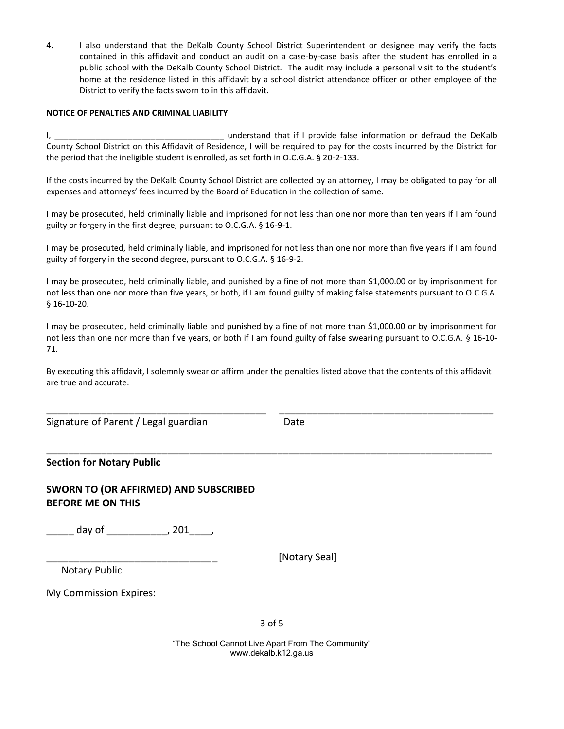4. I also understand that the DeKalb County School District Superintendent or designee may verify the facts contained in this affidavit and conduct an audit on a case-by-case basis after the student has enrolled in a public school with the DeKalb County School District. The audit may include a personal visit to the student's home at the residence listed in this affidavit by a school district attendance officer or other employee of the District to verify the facts sworn to in this affidavit.

**NOTICE OF PENALTIES AND CRIMINAL LIABILITY**

I, ____________________________________ understand that if I provide false information or defraud the DeKalb County School District on this Affidavit of Residence, I will be required to pay for the costs incurred by the District for the period that the ineligible student is enrolled, as set forth in O.C.G.A. § 20-2-133.

If the costs incurred by the DeKalb County School District are collected by an attorney, I may be obligated to pay for all expenses and attorneys' fees incurred by the Board of Education in the collection of same.

I may be prosecuted, held criminally liable and imprisoned for not less than one nor more than ten years if I am found guilty or forgery in the first degree, pursuant to O.C.G.A. § 16-9-1.

I may be prosecuted, held criminally liable, and imprisoned for not less than one nor more than five years if I am found guilty of forgery in the second degree, pursuant to O.C.G.A. § 16-9-2.

I may be prosecuted, held criminally liable, and punished by a fine of not more than $1,000.00 or by imprisonment for not less than one nor more than five years, or both, if I am found guilty of making false statements pursuant to O.C.G.A. § 16-10-20.

I may be prosecuted, held criminally liable and punished by a fine of not more than $1,000.00 or by imprisonment for not less than one nor more than five years, or both if I am found guilty of false swearing pursuant to O.C.G.A. § 16-10-71.

By executing this affidavit, I solemnly swear or affirm under the penalties listed above that the contents of this affidavit are true and accurate.

_____________________________________________ _____________________________________________

Signature of Parent / Legal guardian Date

**Section for Notary Public**

**SWORN TO (OR AFFIRMED) AND SUBSCRIBED BEFORE ME ON THIS**

_____ day of ___________, 201____,

________________________________ [Notary Seal]

Notary Public

My Commission Expires:

"The School Cannot Live Apart From The Community"
www.dekalb.k12.ga.us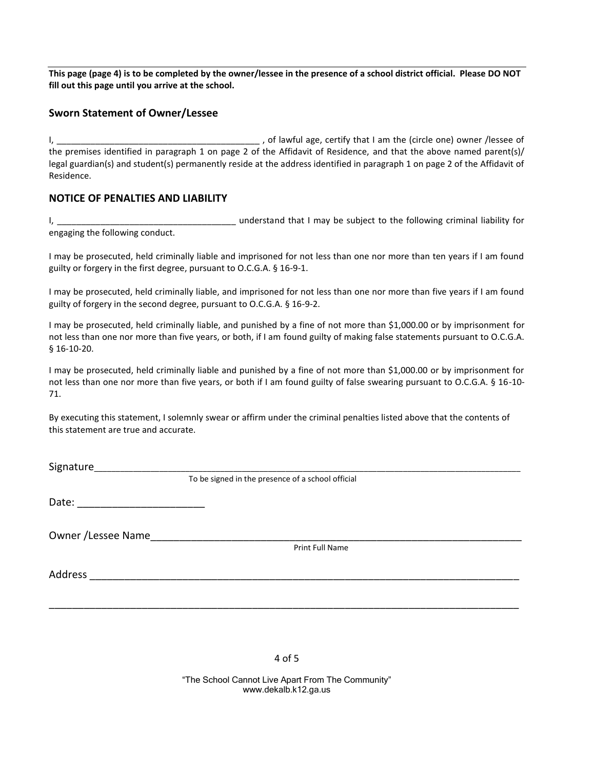**This page (page 4) is to be completed by the owner/lessee in the presence of a school district official. Please DO NOT fill out this page until you arrive at the school.**

## Sworn Statement of Owner/Lessee

I, __________________________________________ , of lawful age, certify that I am the (circle one) owner /lessee of the premises identified in paragraph 1 on page 2 of the Affidavit of Residence, and that the above named parent(s)/ legal guardian(s) and student(s) permanently reside at the address identified in paragraph 1 on page 2 of the Affidavit of Residence.

## NOTICE OF PENALTIES AND LIABILITY

I, ____________________________________ understand that I may be subject to the following criminal liability for engaging the following conduct.

I may be prosecuted, held criminally liable and imprisoned for not less than one nor more than ten years if I am found guilty or forgery in the first degree, pursuant to O.C.G.A. § 16-9-1.

I may be prosecuted, held criminally liable, and imprisoned for not less than one nor more than five years if I am found guilty of forgery in the second degree, pursuant to O.C.G.A. § 16-9-2.

I may be prosecuted, held criminally liable, and punished by a fine of not more than $1,000.00 or by imprisonment for not less than one nor more than five years, or both, if I am found guilty of making false statements pursuant to O.C.G.A. § 16-10-20.

I may be prosecuted, held criminally liable and punished by a fine of not more than $1,000.00 or by imprisonment for not less than one nor more than five years, or both if I am found guilty of false swearing pursuant to O.C.G.A. § 16-10-71.

By executing this statement, I solemnly swear or affirm under the criminal penalties listed above that the contents of this statement are true and accurate.

Signature______________________________________________________________________________

To be signed in the presence of a school official

Date: ______________________

Owner /Lessee Name____________________________________________________________________

Print Full Name

Address ______________________________________________________________________________

______________________________________________________________________________________

"The School Cannot Live Apart From The Community"
www.dekalb.k12.ga.us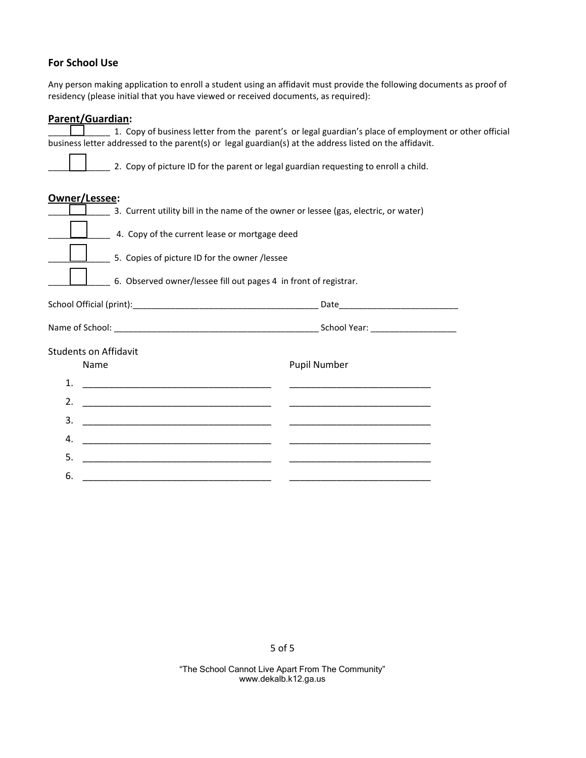**For School Use**

Any person making application to enroll a student using an affidavit must provide the following documents as proof of residency (please initial that you have viewed or received documents, as required):

## Parent/Guardian:

☐ ____________ 1. Copy of business letter from the parent's or legal guardian's place of employment or other official business letter addressed to the parent(s) or legal guardian(s) at the address listed on the affidavit.

☐ ____________ 2. Copy of picture ID for the parent or legal guardian requesting to enroll a child.

## Owner/Lessee:

☐ ____________ 3. Current utility bill in the name of the owner or lessee (gas, electric, or water)

☐ ____________ 4. Copy of the current lease or mortgage deed

☐ ____________ 5. Copies of picture ID for the owner /lessee

☐ ____________ 6. Observed owner/lessee fill out pages 4 in front of registrar.

School Official (print):________________________________________ Date_________________________

Name of School: ___________________________________________ School Year: __________________

Students on Affidavit

| | Name | Pupil Number |
|---|---|---|
| 1. | ______________________________________ | ____________________________ |
| 2. | ______________________________________ | ____________________________ |
| 3. | ______________________________________ | ____________________________ |
| 4. | ______________________________________ | ____________________________ |
| 5. | ______________________________________ | ____________________________ |
| 6. | ______________________________________ | ____________________________ |

"The School Cannot Live Apart From The Community"
www.dekalb.k12.ga.us